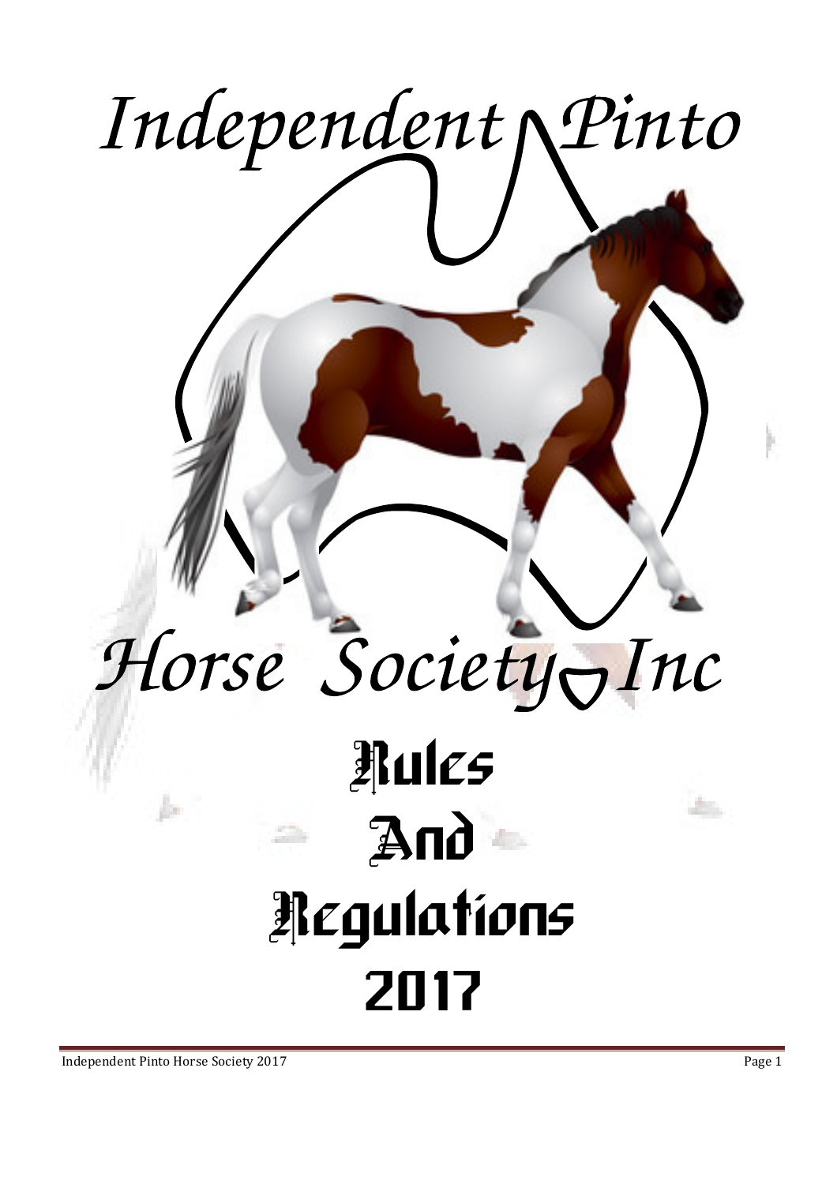# Independent Pinto Horse Society Inc

# Rules And Regulations 2017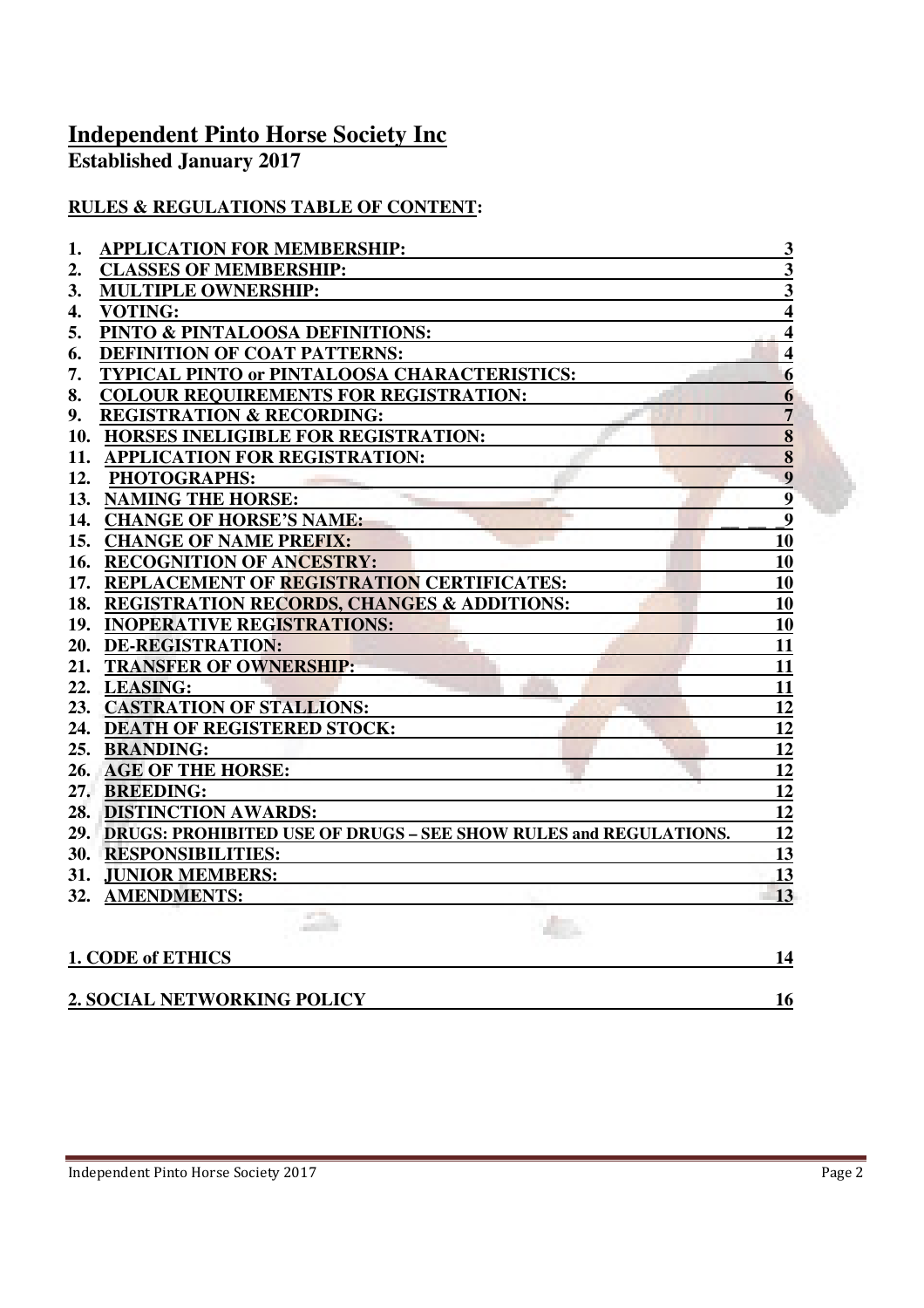# Independent Pinto Horse Society Inc

**Established January 2017**

## RULES & REGULATIONS TABLE OF CONTENT:

| | | |
|---|---|---|
| 1. | APPLICATION FOR MEMBERSHIP: | 3 |
| 2. | CLASSES OF MEMBERSHIP: | 3 |
| 3. | MULTIPLE OWNERSHIP: | 3 |
| 4. | VOTING: | 4 |
| 5. | PINTO & PINTALOOSA DEFINITIONS: | 4 |
| 6. | DEFINITION OF COAT PATTERNS: | 4 |
| 7. | TYPICAL PINTO or PINTALOOSA CHARACTERISTICS: | 6 |
| 8. | COLOUR REQUIREMENTS FOR REGISTRATION: | 6 |
| 9. | REGISTRATION & RECORDING: | 7 |
| 10. | HORSES INELIGIBLE FOR REGISTRATION: | 8 |
| 11. | APPLICATION FOR REGISTRATION: | 8 |
| 12. | PHOTOGRAPHS: | 9 |
| 13. | NAMING THE HORSE: | 9 |
| 14. | CHANGE OF HORSE'S NAME: | 9 |
| 15. | CHANGE OF NAME PREFIX: | 10 |
| 16. | RECOGNITION OF ANCESTRY: | 10 |
| 17. | REPLACEMENT OF REGISTRATION CERTIFICATES: | 10 |
| 18. | REGISTRATION RECORDS, CHANGES & ADDITIONS: | 10 |
| 19. | INOPERATIVE REGISTRATIONS: | 10 |
| 20. | DE-REGISTRATION: | 11 |
| 21. | TRANSFER OF OWNERSHIP: | 11 |
| 22. | LEASING: | 11 |
| 23. | CASTRATION OF STALLIONS: | 12 |
| 24. | DEATH OF REGISTERED STOCK: | 12 |
| 25. | BRANDING: | 12 |
| 26. | AGE OF THE HORSE: | 12 |
| 27. | BREEDING: | 12 |
| 28. | DISTINCTION AWARDS: | 12 |
| 29. | DRUGS: PROHIBITED USE OF DRUGS – SEE SHOW RULES and REGULATIONS. | 12 |
| 30. | RESPONSIBILITIES: | 13 |
| 31. | JUNIOR MEMBERS: | 13 |
| 32. | AMENDMENTS: | 13 |

| | |
|---|---|
| 1. CODE of ETHICS | 14 |
| 2. SOCIAL NETWORKING POLICY | 16 |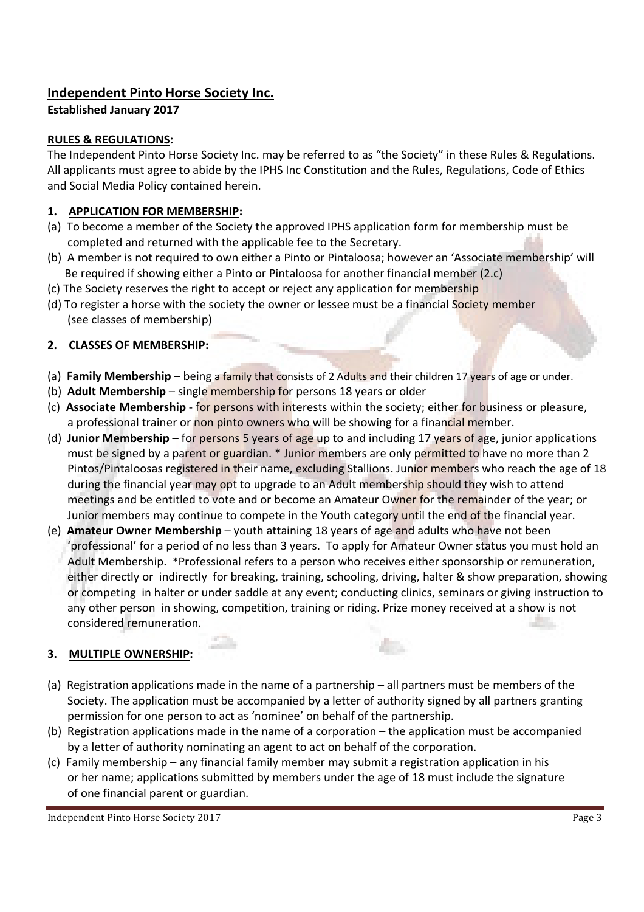## Independent Pinto Horse Society Inc.

**Established January 2017**

**RULES & REGULATIONS:**

The Independent Pinto Horse Society Inc. may be referred to as "the Society" in these Rules & Regulations. All applicants must agree to abide by the IPHS Inc Constitution and the Rules, Regulations, Code of Ethics and Social Media Policy contained herein.

### 1. APPLICATION FOR MEMBERSHIP:

(a) To become a member of the Society the approved IPHS application form for membership must be completed and returned with the applicable fee to the Secretary.

(b) A member is not required to own either a Pinto or Pintaloosa; however an 'Associate membership' will Be required if showing either a Pinto or Pintaloosa for another financial member (2.c)

(c) The Society reserves the right to accept or reject any application for membership

(d) To register a horse with the society the owner or lessee must be a financial Society member (see classes of membership)

### 2. CLASSES OF MEMBERSHIP:

(a) **Family Membership** – being a family that consists of 2 Adults and their children 17 years of age or under.

(b) **Adult Membership** – single membership for persons 18 years or older

(c) **Associate Membership** - for persons with interests within the society; either for business or pleasure, a professional trainer or non pinto owners who will be showing for a financial member.

(d) **Junior Membership** – for persons 5 years of age up to and including 17 years of age, junior applications must be signed by a parent or guardian. * Junior members are only permitted to have no more than 2 Pintos/Pintaloosas registered in their name, excluding Stallions. Junior members who reach the age of 18 during the financial year may opt to upgrade to an Adult membership should they wish to attend meetings and be entitled to vote and or become an Amateur Owner for the remainder of the year; or Junior members may continue to compete in the Youth category until the end of the financial year.

(e) **Amateur Owner Membership** – youth attaining 18 years of age and adults who have not been 'professional' for a period of no less than 3 years. To apply for Amateur Owner status you must hold an Adult Membership. *Professional refers to a person who receives either sponsorship or remuneration, either directly or indirectly for breaking, training, schooling, driving, halter & show preparation, showing or competing in halter or under saddle at any event; conducting clinics, seminars or giving instruction to any other person in showing, competition, training or riding. Prize money received at a show is not considered remuneration.

### 3. MULTIPLE OWNERSHIP:

(a) Registration applications made in the name of a partnership – all partners must be members of the Society. The application must be accompanied by a letter of authority signed by all partners granting permission for one person to act as 'nominee' on behalf of the partnership.

(b) Registration applications made in the name of a corporation – the application must be accompanied by a letter of authority nominating an agent to act on behalf of the corporation.

(c) Family membership – any financial family member may submit a registration application in his or her name; applications submitted by members under the age of 18 must include the signature of one financial parent or guardian.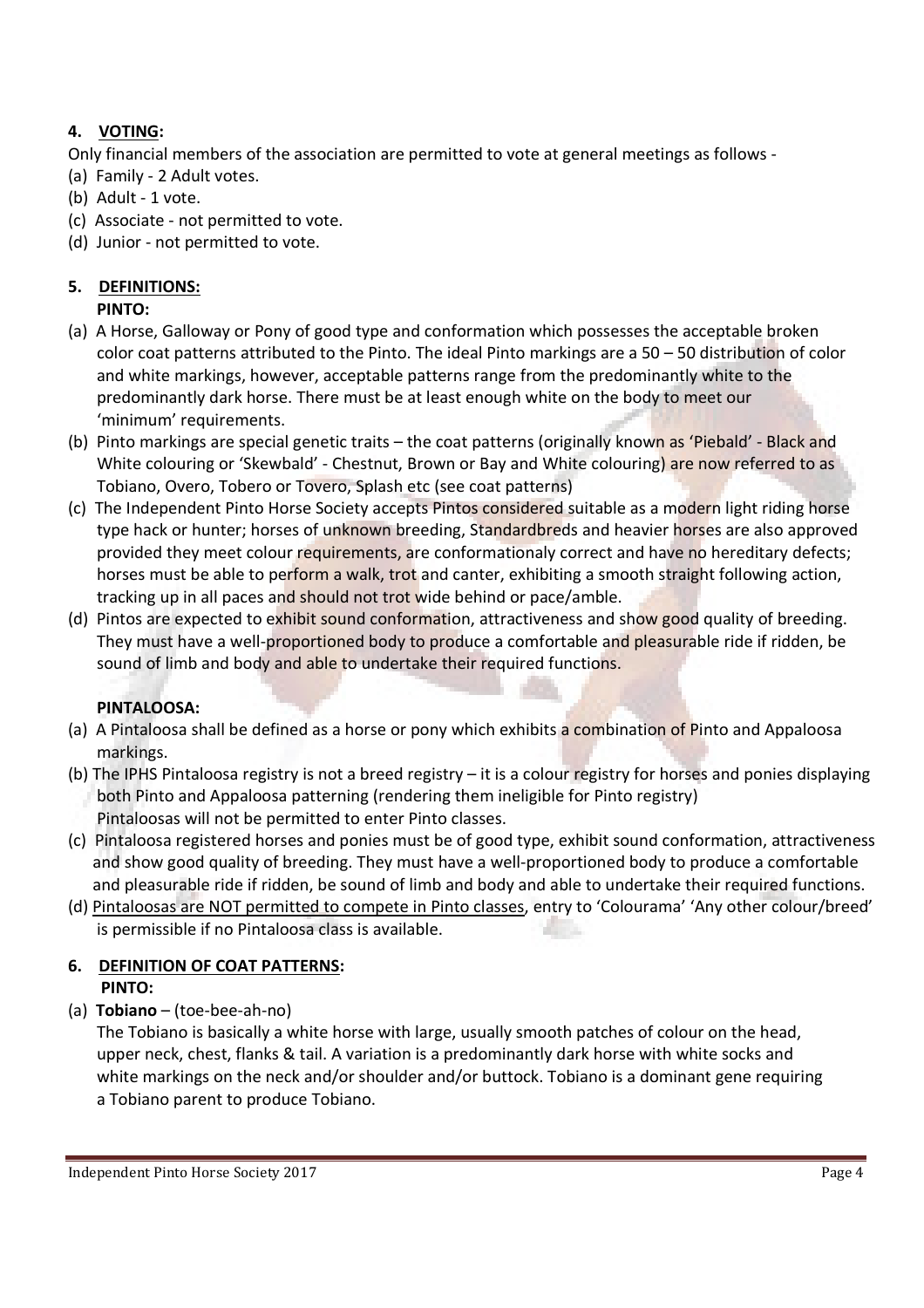## 4. VOTING:

Only financial members of the association are permitted to vote at general meetings as follows -

(a) Family - 2 Adult votes.
(b) Adult - 1 vote.
(c) Associate - not permitted to vote.
(d) Junior - not permitted to vote.

## 5. DEFINITIONS:

**PINTO:**

(a) A Horse, Galloway or Pony of good type and conformation which possesses the acceptable broken color coat patterns attributed to the Pinto. The ideal Pinto markings are a 50 – 50 distribution of color and white markings, however, acceptable patterns range from the predominantly white to the predominantly dark horse. There must be at least enough white on the body to meet our 'minimum' requirements.

(b) Pinto markings are special genetic traits – the coat patterns (originally known as 'Piebald' - Black and White colouring or 'Skewbald' - Chestnut, Brown or Bay and White colouring) are now referred to as Tobiano, Overo, Tobero or Tovero, Splash etc (see coat patterns)

(c) The Independent Pinto Horse Society accepts Pintos considered suitable as a modern light riding horse type hack or hunter; horses of unknown breeding, Standardbreds and heavier horses are also approved provided they meet colour requirements, are conformationaly correct and have no hereditary defects; horses must be able to perform a walk, trot and canter, exhibiting a smooth straight following action, tracking up in all paces and should not trot wide behind or pace/amble.

(d) Pintos are expected to exhibit sound conformation, attractiveness and show good quality of breeding. They must have a well-proportioned body to produce a comfortable and pleasurable ride if ridden, be sound of limb and body and able to undertake their required functions.

**PINTALOOSA:**

(a) A Pintaloosa shall be defined as a horse or pony which exhibits a combination of Pinto and Appaloosa markings.

(b) The IPHS Pintaloosa registry is not a breed registry – it is a colour registry for horses and ponies displaying both Pinto and Appaloosa patterning (rendering them ineligible for Pinto registry) Pintaloosas will not be permitted to enter Pinto classes.

(c) Pintaloosa registered horses and ponies must be of good type, exhibit sound conformation, attractiveness and show good quality of breeding. They must have a well-proportioned body to produce a comfortable and pleasurable ride if ridden, be sound of limb and body and able to undertake their required functions.

(d) Pintaloosas are NOT permitted to compete in Pinto classes, entry to 'Colourama' 'Any other colour/breed' is permissible if no Pintaloosa class is available.

## 6. DEFINITION OF COAT PATTERNS:

**PINTO:**

(a) **Tobiano** – (toe-bee-ah-no)

The Tobiano is basically a white horse with large, usually smooth patches of colour on the head, upper neck, chest, flanks & tail. A variation is a predominantly dark horse with white socks and white markings on the neck and/or shoulder and/or buttock. Tobiano is a dominant gene requiring a Tobiano parent to produce Tobiano.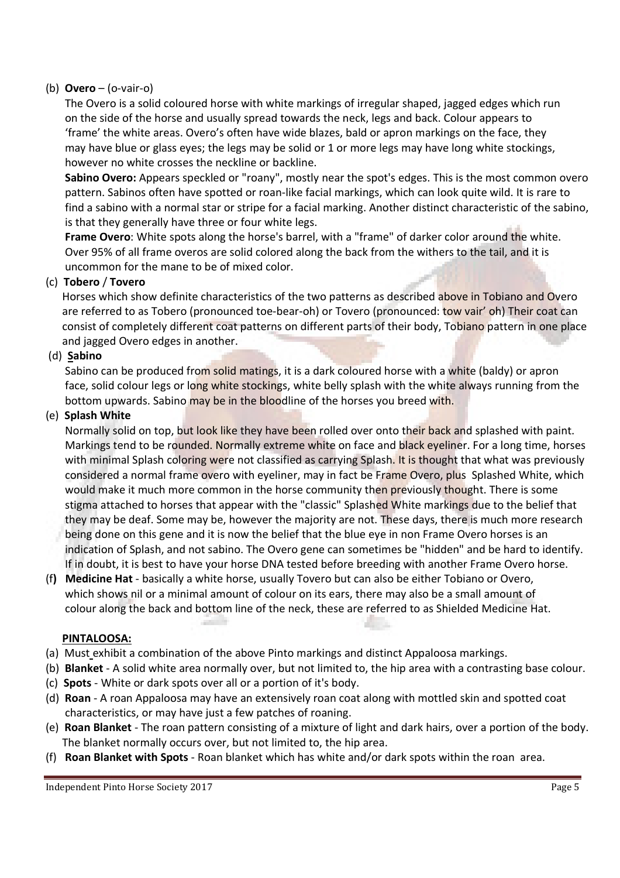(b) **Overo** – (o-vair-o)

The Overo is a solid coloured horse with white markings of irregular shaped, jagged edges which run on the side of the horse and usually spread towards the neck, legs and back. Colour appears to 'frame' the white areas. Overo's often have wide blazes, bald or apron markings on the face, they may have blue or glass eyes; the legs may be solid or 1 or more legs may have long white stockings, however no white crosses the neckline or backline.

**Sabino Overo:** Appears speckled or "roany", mostly near the spot's edges. This is the most common overo pattern. Sabinos often have spotted or roan-like facial markings, which can look quite wild. It is rare to find a sabino with a normal star or stripe for a facial marking. Another distinct characteristic of the sabino, is that they generally have three or four white legs.

**Frame Overo**: White spots along the horse's barrel, with a "frame" of darker color around the white. Over 95% of all frame overos are solid colored along the back from the withers to the tail, and it is uncommon for the mane to be of mixed color.

(c) **Tobero** / **Tovero**

Horses which show definite characteristics of the two patterns as described above in Tobiano and Overo are referred to as Tobero (pronounced toe-bear-oh) or Tovero (pronounced: tow vair' oh) Their coat can consist of completely different coat patterns on different parts of their body, Tobiano pattern in one place and jagged Overo edges in another.

(d) **Sabino**

Sabino can be produced from solid matings, it is a dark coloured horse with a white (baldy) or apron face, solid colour legs or long white stockings, white belly splash with the white always running from the bottom upwards. Sabino may be in the bloodline of the horses you breed with.

(e) **Splash White**

Normally solid on top, but look like they have been rolled over onto their back and splashed with paint. Markings tend to be rounded. Normally extreme white on face and black eyeliner. For a long time, horses with minimal Splash coloring were not classified as carrying Splash. It is thought that what was previously considered a normal frame overo with eyeliner, may in fact be Frame Overo, plus Splashed White, which would make it much more common in the horse community then previously thought. There is some stigma attached to horses that appear with the "classic" Splashed White markings due to the belief that they may be deaf. Some may be, however the majority are not. These days, there is much more research being done on this gene and it is now the belief that the blue eye in non Frame Overo horses is an indication of Splash, and not sabino. The Overo gene can sometimes be "hidden" and be hard to identify. If in doubt, it is best to have your horse DNA tested before breeding with another Frame Overo horse.

(f) **Medicine Hat** - basically a white horse, usually Tovero but can also be either Tobiano or Overo, which shows nil or a minimal amount of colour on its ears, there may also be a small amount of colour along the back and bottom line of the neck, these are referred to as Shielded Medicine Hat.

**PINTALOOSA:**

(a) Must exhibit a combination of the above Pinto markings and distinct Appaloosa markings.
(b) **Blanket** - A solid white area normally over, but not limited to, the hip area with a contrasting base colour.
(c) **Spots** - White or dark spots over all or a portion of it's body.
(d) **Roan** - A roan Appaloosa may have an extensively roan coat along with mottled skin and spotted coat characteristics, or may have just a few patches of roaning.
(e) **Roan Blanket** - The roan pattern consisting of a mixture of light and dark hairs, over a portion of the body. The blanket normally occurs over, but not limited to, the hip area.
(f) **Roan Blanket with Spots** - Roan blanket which has white and/or dark spots within the roan area.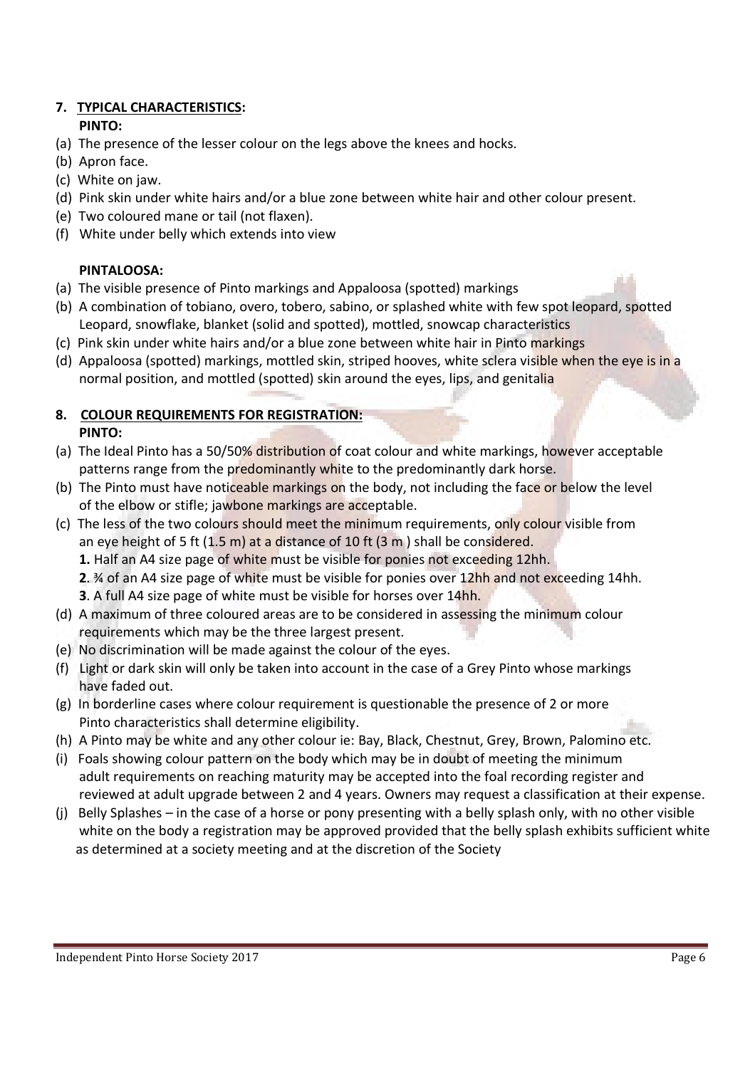## 7. TYPICAL CHARACTERISTICS:

**PINTO:**

(a) The presence of the lesser colour on the legs above the knees and hocks.
(b) Apron face.
(c) White on jaw.
(d) Pink skin under white hairs and/or a blue zone between white hair and other colour present.
(e) Two coloured mane or tail (not flaxen).
(f) White under belly which extends into view

**PINTALOOSA:**

(a) The visible presence of Pinto markings and Appaloosa (spotted) markings
(b) A combination of tobiano, overo, tobero, sabino, or splashed white with few spot leopard, spotted Leopard, snowflake, blanket (solid and spotted), mottled, snowcap characteristics
(c) Pink skin under white hairs and/or a blue zone between white hair in Pinto markings
(d) Appaloosa (spotted) markings, mottled skin, striped hooves, white sclera visible when the eye is in a normal position, and mottled (spotted) skin around the eyes, lips, and genitalia

## 8. COLOUR REQUIREMENTS FOR REGISTRATION:

**PINTO:**

(a) The Ideal Pinto has a 50/50% distribution of coat colour and white markings, however acceptable patterns range from the predominantly white to the predominantly dark horse.
(b) The Pinto must have noticeable markings on the body, not including the face or below the level of the elbow or stifle; jawbone markings are acceptable.
(c) The less of the two colours should meet the minimum requirements, only colour visible from an eye height of 5 ft (1.5 m) at a distance of 10 ft (3 m ) shall be considered.
    **1.** Half an A4 size page of white must be visible for ponies not exceeding 12hh.
    **2**. ¾ of an A4 size page of white must be visible for ponies over 12hh and not exceeding 14hh.
    **3**. A full A4 size page of white must be visible for horses over 14hh.
(d) A maximum of three coloured areas are to be considered in assessing the minimum colour requirements which may be the three largest present.
(e) No discrimination will be made against the colour of the eyes.
(f) Light or dark skin will only be taken into account in the case of a Grey Pinto whose markings have faded out.
(g) In borderline cases where colour requirement is questionable the presence of 2 or more Pinto characteristics shall determine eligibility.
(h) A Pinto may be white and any other colour ie: Bay, Black, Chestnut, Grey, Brown, Palomino etc.
(i) Foals showing colour pattern on the body which may be in doubt of meeting the minimum adult requirements on reaching maturity may be accepted into the foal recording register and reviewed at adult upgrade between 2 and 4 years. Owners may request a classification at their expense.
(j) Belly Splashes – in the case of a horse or pony presenting with a belly splash only, with no other visible white on the body a registration may be approved provided that the belly splash exhibits sufficient white as determined at a society meeting and at the discretion of the Society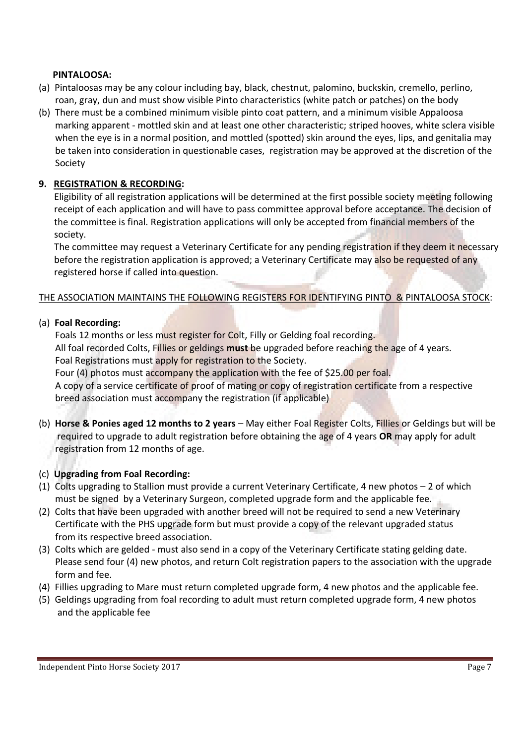**PINTALOOSA:**

(a) Pintaloosas may be any colour including bay, black, chestnut, palomino, buckskin, cremello, perlino, roan, gray, dun and must show visible Pinto characteristics (white patch or patches) on the body

(b) There must be a combined minimum visible pinto coat pattern, and a minimum visible Appaloosa marking apparent - mottled skin and at least one other characteristic; striped hooves, white sclera visible when the eye is in a normal position, and mottled (spotted) skin around the eyes, lips, and genitalia may be taken into consideration in questionable cases, registration may be approved at the discretion of the Society

## 9. REGISTRATION & RECORDING:

Eligibility of all registration applications will be determined at the first possible society meeting following receipt of each application and will have to pass committee approval before acceptance. The decision of the committee is final. Registration applications will only be accepted from financial members of the society.

The committee may request a Veterinary Certificate for any pending registration if they deem it necessary before the registration application is approved; a Veterinary Certificate may also be requested of any registered horse if called into question.

THE ASSOCIATION MAINTAINS THE FOLLOWING REGISTERS FOR IDENTIFYING PINTO & PINTALOOSA STOCK:

(a) **Foal Recording:**

Foals 12 months or less must register for Colt, Filly or Gelding foal recording.
All foal recorded Colts, Fillies or geldings **must** be upgraded before reaching the age of 4 years.
Foal Registrations must apply for registration to the Society.
Four (4) photos must accompany the application with the fee of $25.00 per foal.
A copy of a service certificate of proof of mating or copy of registration certificate from a respective breed association must accompany the registration (if applicable)

(b) **Horse & Ponies aged 12 months to 2 years** – May either Foal Register Colts, Fillies or Geldings but will be required to upgrade to adult registration before obtaining the age of 4 years **OR** may apply for adult registration from 12 months of age.

(c) **Upgrading from Foal Recording:**

(1) Colts upgrading to Stallion must provide a current Veterinary Certificate, 4 new photos – 2 of which must be signed by a Veterinary Surgeon, completed upgrade form and the applicable fee.
(2) Colts that have been upgraded with another breed will not be required to send a new Veterinary Certificate with the PHS upgrade form but must provide a copy of the relevant upgraded status from its respective breed association.
(3) Colts which are gelded - must also send in a copy of the Veterinary Certificate stating gelding date. Please send four (4) new photos, and return Colt registration papers to the association with the upgrade form and fee.
(4) Fillies upgrading to Mare must return completed upgrade form, 4 new photos and the applicable fee.
(5) Geldings upgrading from foal recording to adult must return completed upgrade form, 4 new photos and the applicable fee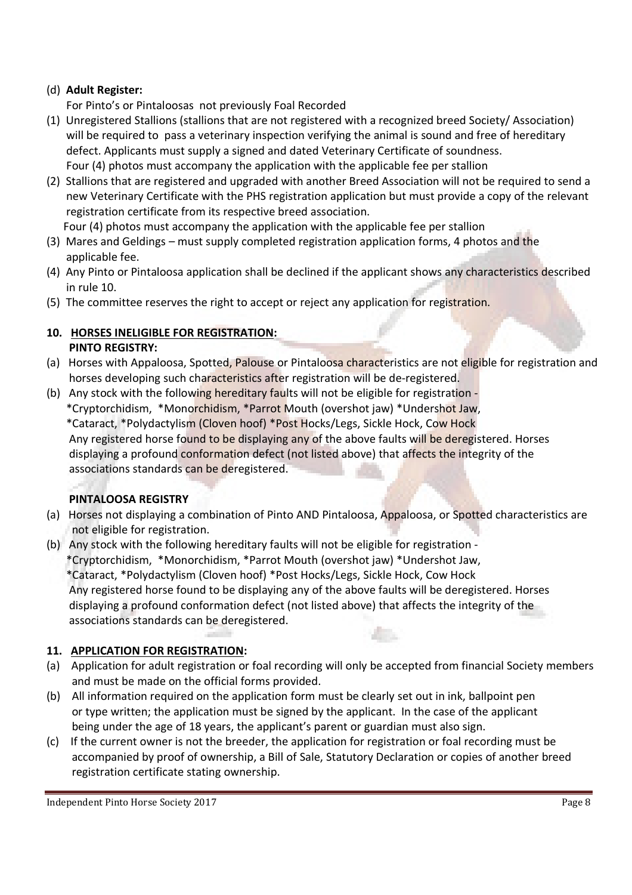(d) **Adult Register:**

For Pinto's or Pintaloosas not previously Foal Recorded

(1) Unregistered Stallions (stallions that are not registered with a recognized breed Society/ Association) will be required to pass a veterinary inspection verifying the animal is sound and free of hereditary defect. Applicants must supply a signed and dated Veterinary Certificate of soundness.
Four (4) photos must accompany the application with the applicable fee per stallion

(2) Stallions that are registered and upgraded with another Breed Association will not be required to send a new Veterinary Certificate with the PHS registration application but must provide a copy of the relevant registration certificate from its respective breed association.
Four (4) photos must accompany the application with the applicable fee per stallion

(3) Mares and Geldings – must supply completed registration application forms, 4 photos and the applicable fee.

(4) Any Pinto or Pintaloosa application shall be declined if the applicant shows any characteristics described in rule 10.

(5) The committee reserves the right to accept or reject any application for registration.

## 10. HORSES INELIGIBLE FOR REGISTRATION:

### PINTO REGISTRY:

(a) Horses with Appaloosa, Spotted, Palouse or Pintaloosa characteristics are not eligible for registration and horses developing such characteristics after registration will be de-registered.

(b) Any stock with the following hereditary faults will not be eligible for registration -
*Cryptorchidism, *Monorchidism, *Parrot Mouth (overshot jaw) *Undershot Jaw,
*Cataract, *Polydactylism (Cloven hoof) *Post Hocks/Legs, Sickle Hock, Cow Hock
Any registered horse found to be displaying any of the above faults will be deregistered. Horses displaying a profound conformation defect (not listed above) that affects the integrity of the associations standards can be deregistered.

### PINTALOOSA REGISTRY

(a) Horses not displaying a combination of Pinto AND Pintaloosa, Appaloosa, or Spotted characteristics are not eligible for registration.

(b) Any stock with the following hereditary faults will not be eligible for registration -
*Cryptorchidism, *Monorchidism, *Parrot Mouth (overshot jaw) *Undershot Jaw,
*Cataract, *Polydactylism (Cloven hoof) *Post Hocks/Legs, Sickle Hock, Cow Hock
Any registered horse found to be displaying any of the above faults will be deregistered. Horses displaying a profound conformation defect (not listed above) that affects the integrity of the associations standards can be deregistered.

## 11. APPLICATION FOR REGISTRATION:

(a) Application for adult registration or foal recording will only be accepted from financial Society members and must be made on the official forms provided.

(b) All information required on the application form must be clearly set out in ink, ballpoint pen or type written; the application must be signed by the applicant. In the case of the applicant being under the age of 18 years, the applicant's parent or guardian must also sign.

(c) If the current owner is not the breeder, the application for registration or foal recording must be accompanied by proof of ownership, a Bill of Sale, Statutory Declaration or copies of another breed registration certificate stating ownership.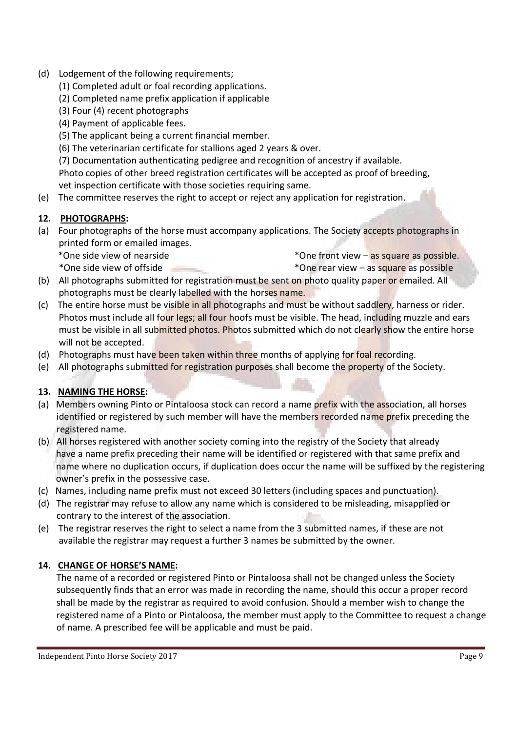(d) Lodgement of the following requirements;

   (1) Completed adult or foal recording applications.

   (2) Completed name prefix application if applicable

   (3) Four (4) recent photographs

   (4) Payment of applicable fees.

   (5) The applicant being a current financial member.

   (6) The veterinarian certificate for stallions aged 2 years & over.

   (7) Documentation authenticating pedigree and recognition of ancestry if available.

   Photo copies of other breed registration certificates will be accepted as proof of breeding, vet inspection certificate with those societies requiring same.

(e) The committee reserves the right to accept or reject any application for registration.

## 12. PHOTOGRAPHS:

(a) Four photographs of the horse must accompany applications. The Society accepts photographs in printed form or emailed images.

   *One side view of nearside

   *One side view of offside

   *One front view – as square as possible.

   *One rear view – as square as possible

(b) All photographs submitted for registration must be sent on photo quality paper or emailed. All photographs must be clearly labelled with the horses name.

(c) The entire horse must be visible in all photographs and must be without saddlery, harness or rider. Photos must include all four legs; all four hoofs must be visible. The head, including muzzle and ears must be visible in all submitted photos. Photos submitted which do not clearly show the entire horse will not be accepted.

(d) Photographs must have been taken within three months of applying for foal recording.

(e) All photographs submitted for registration purposes shall become the property of the Society.

## 13. NAMING THE HORSE:

(a) Members owning Pinto or Pintaloosa stock can record a name prefix with the association, all horses identified or registered by such member will have the members recorded name prefix preceding the registered name.

(b) All horses registered with another society coming into the registry of the Society that already have a name prefix preceding their name will be identified or registered with that same prefix and name where no duplication occurs, if duplication does occur the name will be suffixed by the registering owner's prefix in the possessive case.

(c) Names, including name prefix must not exceed 30 letters (including spaces and punctuation).

(d) The registrar may refuse to allow any name which is considered to be misleading, misapplied or contrary to the interest of the association.

(e) The registrar reserves the right to select a name from the 3 submitted names, if these are not available the registrar may request a further 3 names be submitted by the owner.

## 14. CHANGE OF HORSE'S NAME:

The name of a recorded or registered Pinto or Pintaloosa shall not be changed unless the Society subsequently finds that an error was made in recording the name, should this occur a proper record shall be made by the registrar as required to avoid confusion. Should a member wish to change the registered name of a Pinto or Pintaloosa, the member must apply to the Committee to request a change of name. A prescribed fee will be applicable and must be paid.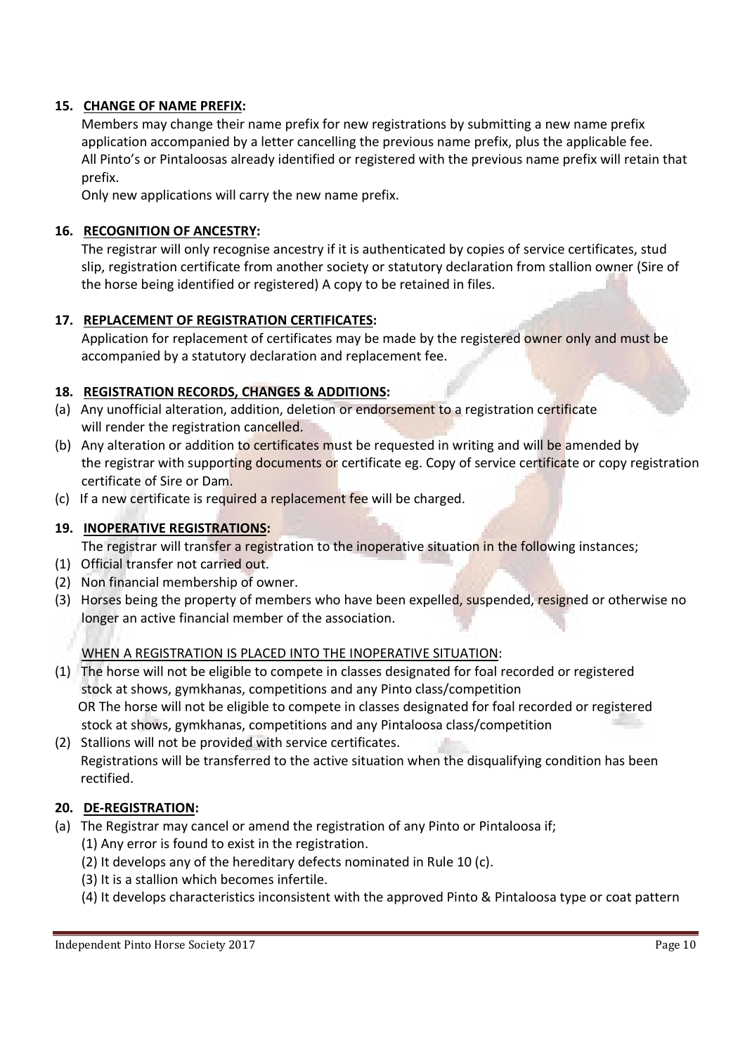**15. CHANGE OF NAME PREFIX:**

Members may change their name prefix for new registrations by submitting a new name prefix application accompanied by a letter cancelling the previous name prefix, plus the applicable fee. All Pinto's or Pintaloosas already identified or registered with the previous name prefix will retain that prefix.

Only new applications will carry the new name prefix.

**16. RECOGNITION OF ANCESTRY:**

The registrar will only recognise ancestry if it is authenticated by copies of service certificates, stud slip, registration certificate from another society or statutory declaration from stallion owner (Sire of the horse being identified or registered) A copy to be retained in files.

**17. REPLACEMENT OF REGISTRATION CERTIFICATES:**

Application for replacement of certificates may be made by the registered owner only and must be accompanied by a statutory declaration and replacement fee.

**18. REGISTRATION RECORDS, CHANGES & ADDITIONS:**

(a) Any unofficial alteration, addition, deletion or endorsement to a registration certificate will render the registration cancelled.

(b) Any alteration or addition to certificates must be requested in writing and will be amended by the registrar with supporting documents or certificate eg. Copy of service certificate or copy registration certificate of Sire or Dam.

(c) If a new certificate is required a replacement fee will be charged.

**19. INOPERATIVE REGISTRATIONS:**

The registrar will transfer a registration to the inoperative situation in the following instances;

(1) Official transfer not carried out.

(2) Non financial membership of owner.

(3) Horses being the property of members who have been expelled, suspended, resigned or otherwise no longer an active financial member of the association.

WHEN A REGISTRATION IS PLACED INTO THE INOPERATIVE SITUATION:

(1) The horse will not be eligible to compete in classes designated for foal recorded or registered stock at shows, gymkhanas, competitions and any Pinto class/competition
OR The horse will not be eligible to compete in classes designated for foal recorded or registered stock at shows, gymkhanas, competitions and any Pintaloosa class/competition

(2) Stallions will not be provided with service certificates.
Registrations will be transferred to the active situation when the disqualifying condition has been rectified.

**20. DE-REGISTRATION:**

(a) The Registrar may cancel or amend the registration of any Pinto or Pintaloosa if;

(1) Any error is found to exist in the registration.

(2) It develops any of the hereditary defects nominated in Rule 10 (c).

(3) It is a stallion which becomes infertile.

(4) It develops characteristics inconsistent with the approved Pinto & Pintaloosa type or coat pattern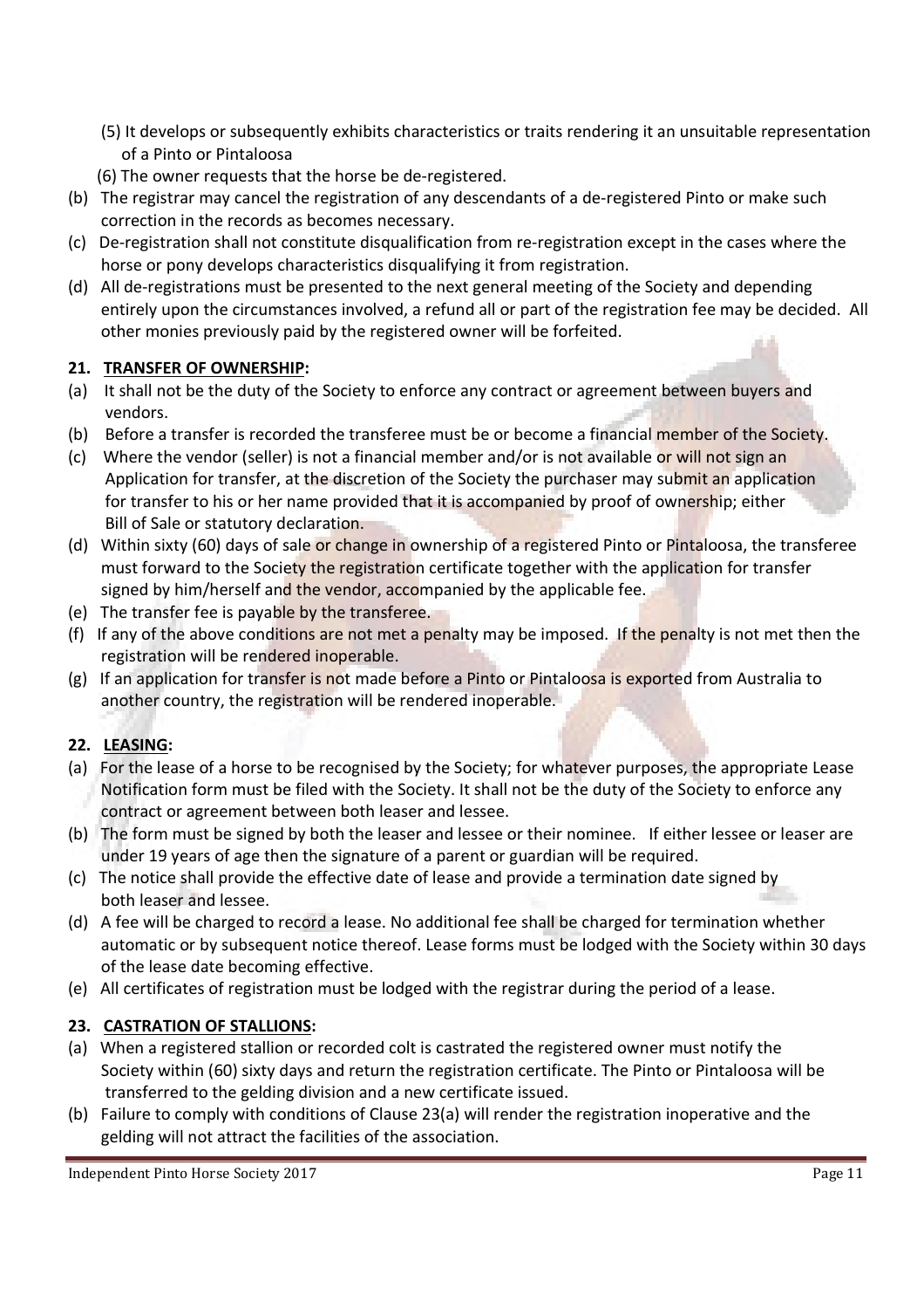(5) It develops or subsequently exhibits characteristics or traits rendering it an unsuitable representation of a Pinto or Pintaloosa

(6) The owner requests that the horse be de-registered.

(b) The registrar may cancel the registration of any descendants of a de-registered Pinto or make such correction in the records as becomes necessary.

(c) De-registration shall not constitute disqualification from re-registration except in the cases where the horse or pony develops characteristics disqualifying it from registration.

(d) All de-registrations must be presented to the next general meeting of the Society and depending entirely upon the circumstances involved, a refund all or part of the registration fee may be decided. All other monies previously paid by the registered owner will be forfeited.

**21. <u>TRANSFER OF OWNERSHIP</u>:**

(a) It shall not be the duty of the Society to enforce any contract or agreement between buyers and vendors.

(b) Before a transfer is recorded the transferee must be or become a financial member of the Society.

(c) Where the vendor (seller) is not a financial member and/or is not available or will not sign an Application for transfer, at the discretion of the Society the purchaser may submit an application for transfer to his or her name provided that it is accompanied by proof of ownership; either Bill of Sale or statutory declaration.

(d) Within sixty (60) days of sale or change in ownership of a registered Pinto or Pintaloosa, the transferee must forward to the Society the registration certificate together with the application for transfer signed by him/herself and the vendor, accompanied by the applicable fee.

(e) The transfer fee is payable by the transferee.

(f) If any of the above conditions are not met a penalty may be imposed. If the penalty is not met then the registration will be rendered inoperable.

(g) If an application for transfer is not made before a Pinto or Pintaloosa is exported from Australia to another country, the registration will be rendered inoperable.

**22. <u>LEASING</u>:**

(a) For the lease of a horse to be recognised by the Society; for whatever purposes, the appropriate Lease Notification form must be filed with the Society. It shall not be the duty of the Society to enforce any contract or agreement between both leaser and lessee.

(b) The form must be signed by both the leaser and lessee or their nominee. If either lessee or leaser are under 19 years of age then the signature of a parent or guardian will be required.

(c) The notice shall provide the effective date of lease and provide a termination date signed by both leaser and lessee.

(d) A fee will be charged to record a lease. No additional fee shall be charged for termination whether automatic or by subsequent notice thereof. Lease forms must be lodged with the Society within 30 days of the lease date becoming effective.

(e) All certificates of registration must be lodged with the registrar during the period of a lease.

**23. <u>CASTRATION OF STALLIONS</u>:**

(a) When a registered stallion or recorded colt is castrated the registered owner must notify the Society within (60) sixty days and return the registration certificate. The Pinto or Pintaloosa will be transferred to the gelding division and a new certificate issued.

(b) Failure to comply with conditions of Clause 23(a) will render the registration inoperative and the gelding will not attract the facilities of the association.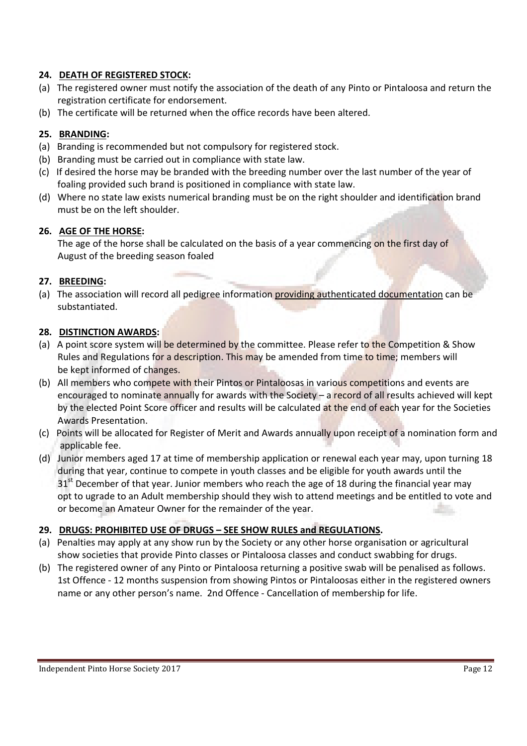**24. DEATH OF REGISTERED STOCK:**

(a) The registered owner must notify the association of the death of any Pinto or Pintaloosa and return the registration certificate for endorsement.

(b) The certificate will be returned when the office records have been altered.

**25. BRANDING:**

(a) Branding is recommended but not compulsory for registered stock.

(b) Branding must be carried out in compliance with state law.

(c) If desired the horse may be branded with the breeding number over the last number of the year of foaling provided such brand is positioned in compliance with state law.

(d) Where no state law exists numerical branding must be on the right shoulder and identification brand must be on the left shoulder.

**26. AGE OF THE HORSE:**

The age of the horse shall be calculated on the basis of a year commencing on the first day of August of the breeding season foaled

**27. BREEDING:**

(a) The association will record all pedigree information providing authenticated documentation can be substantiated.

**28. DISTINCTION AWARDS:**

(a) A point score system will be determined by the committee. Please refer to the Competition & Show Rules and Regulations for a description. This may be amended from time to time; members will be kept informed of changes.

(b) All members who compete with their Pintos or Pintaloosas in various competitions and events are encouraged to nominate annually for awards with the Society – a record of all results achieved will kept by the elected Point Score officer and results will be calculated at the end of each year for the Societies Awards Presentation.

(c) Points will be allocated for Register of Merit and Awards annually upon receipt of a nomination form and applicable fee.

(d) Junior members aged 17 at time of membership application or renewal each year may, upon turning 18 during that year, continue to compete in youth classes and be eligible for youth awards until the 31st December of that year. Junior members who reach the age of 18 during the financial year may opt to ugrade to an Adult membership should they wish to attend meetings and be entitled to vote and or become an Amateur Owner for the remainder of the year.

**29. DRUGS: PROHIBITED USE OF DRUGS – SEE SHOW RULES and REGULATIONS.**

(a) Penalties may apply at any show run by the Society or any other horse organisation or agricultural show societies that provide Pinto classes or Pintaloosa classes and conduct swabbing for drugs.

(b) The registered owner of any Pinto or Pintaloosa returning a positive swab will be penalised as follows. 1st Offence - 12 months suspension from showing Pintos or Pintaloosas either in the registered owners name or any other person's name. 2nd Offence - Cancellation of membership for life.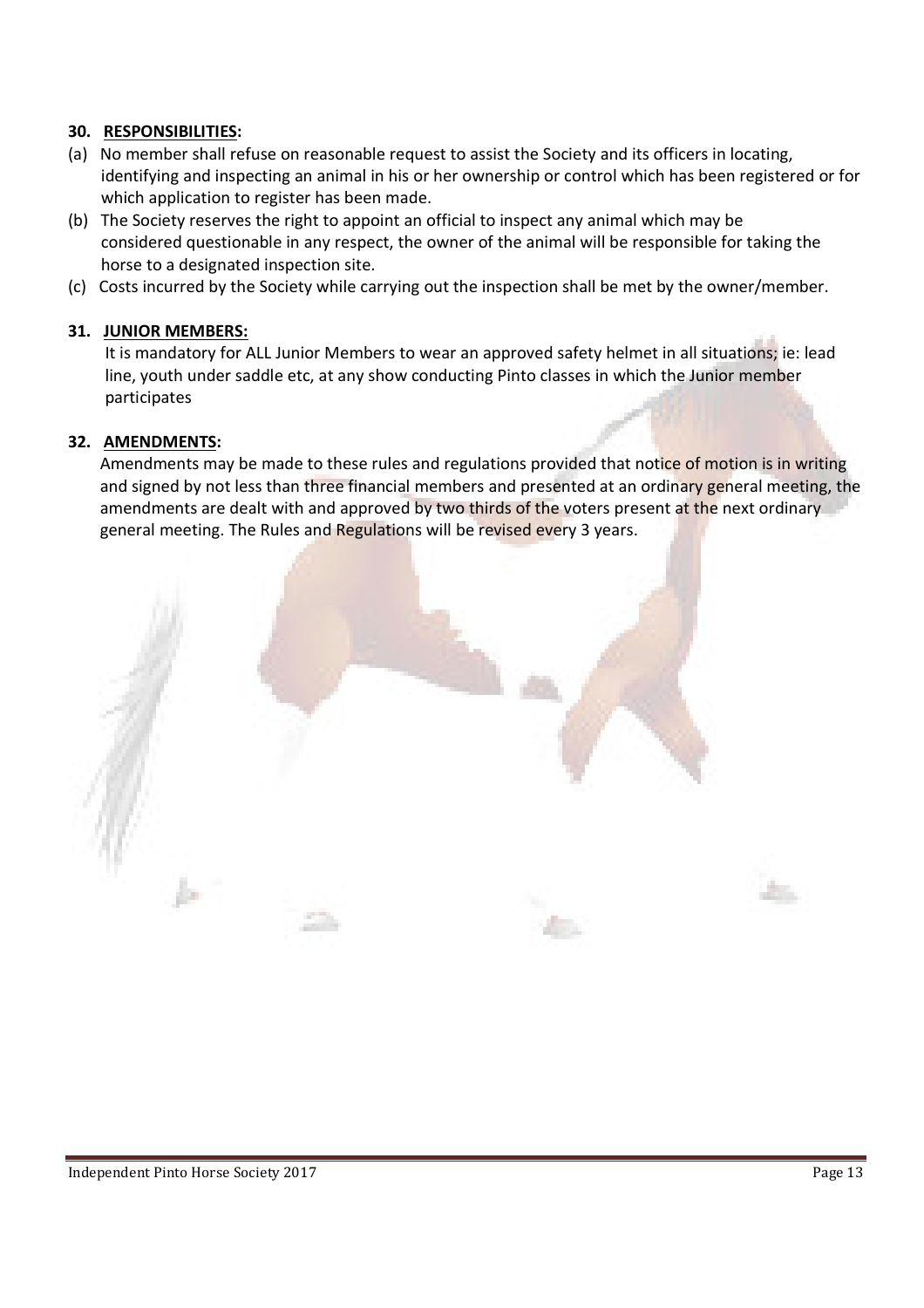**30. RESPONSIBILITIES:**

(a) No member shall refuse on reasonable request to assist the Society and its officers in locating, identifying and inspecting an animal in his or her ownership or control which has been registered or for which application to register has been made.

(b) The Society reserves the right to appoint an official to inspect any animal which may be considered questionable in any respect, the owner of the animal will be responsible for taking the horse to a designated inspection site.

(c) Costs incurred by the Society while carrying out the inspection shall be met by the owner/member.

**31. JUNIOR MEMBERS:**

It is mandatory for ALL Junior Members to wear an approved safety helmet in all situations; ie: lead line, youth under saddle etc, at any show conducting Pinto classes in which the Junior member participates

**32. AMENDMENTS:**

Amendments may be made to these rules and regulations provided that notice of motion is in writing and signed by not less than three financial members and presented at an ordinary general meeting, the amendments are dealt with and approved by two thirds of the voters present at the next ordinary general meeting. The Rules and Regulations will be revised every 3 years.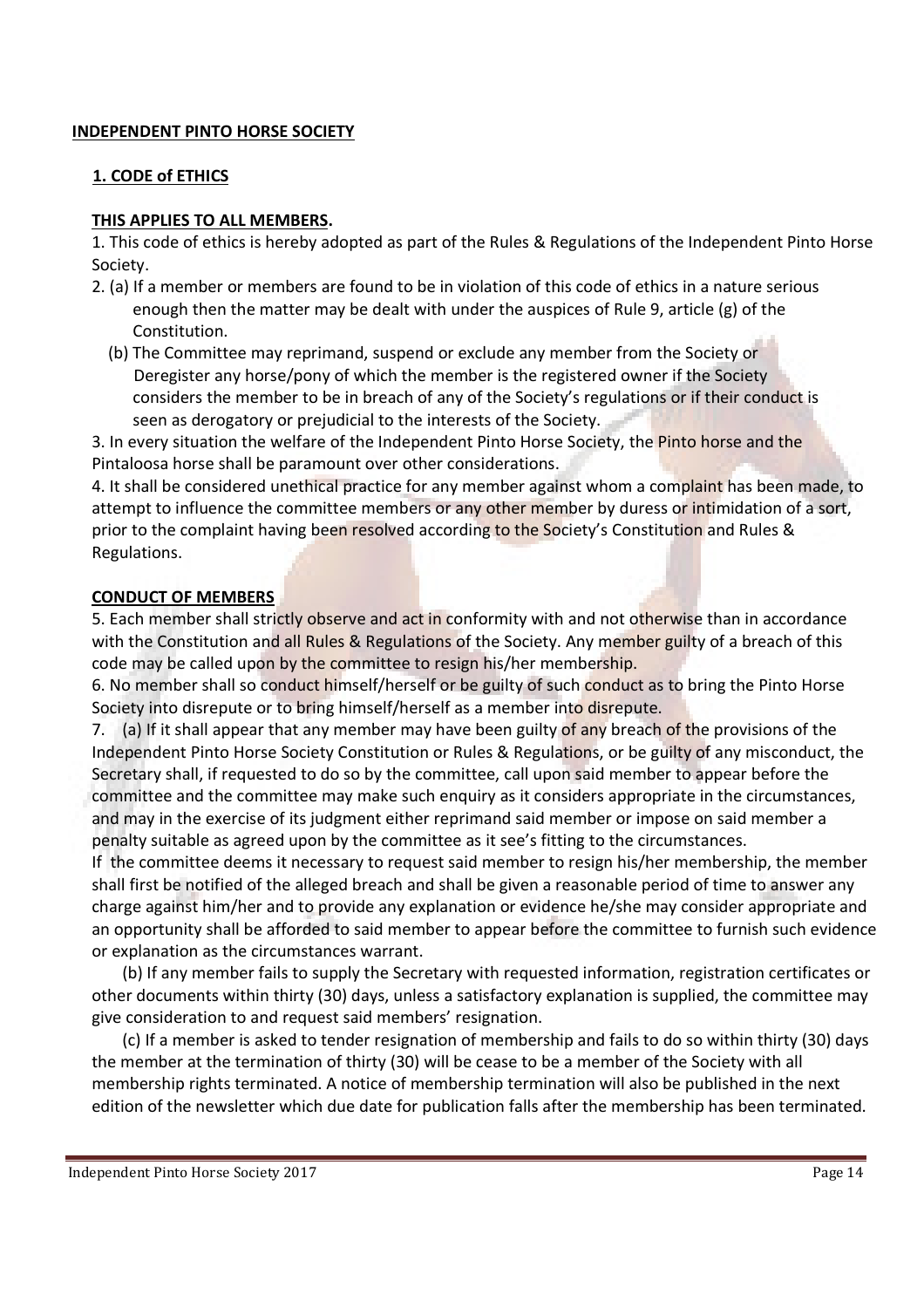**INDEPENDENT PINTO HORSE SOCIETY**

## 1. CODE of ETHICS

**THIS APPLIES TO ALL MEMBERS.**

1. This code of ethics is hereby adopted as part of the Rules & Regulations of the Independent Pinto Horse Society.
2. (a) If a member or members are found to be in violation of this code of ethics in a nature serious enough then the matter may be dealt with under the auspices of Rule 9, article (g) of the Constitution.

   (b) The Committee may reprimand, suspend or exclude any member from the Society or Deregister any horse/pony of which the member is the registered owner if the Society considers the member to be in breach of any of the Society's regulations or if their conduct is seen as derogatory or prejudicial to the interests of the Society.
3. In every situation the welfare of the Independent Pinto Horse Society, the Pinto horse and the Pintaloosa horse shall be paramount over other considerations.
4. It shall be considered unethical practice for any member against whom a complaint has been made, to attempt to influence the committee members or any other member by duress or intimidation of a sort, prior to the complaint having been resolved according to the Society's Constitution and Rules & Regulations.

**CONDUCT OF MEMBERS**

5. Each member shall strictly observe and act in conformity with and not otherwise than in accordance with the Constitution and all Rules & Regulations of the Society. Any member guilty of a breach of this code may be called upon by the committee to resign his/her membership.
6. No member shall so conduct himself/herself or be guilty of such conduct as to bring the Pinto Horse Society into disrepute or to bring himself/herself as a member into disrepute.
7. (a) If it shall appear that any member may have been guilty of any breach of the provisions of the Independent Pinto Horse Society Constitution or Rules & Regulations, or be guilty of any misconduct, the Secretary shall, if requested to do so by the committee, call upon said member to appear before the committee and the committee may make such enquiry as it considers appropriate in the circumstances, and may in the exercise of its judgment either reprimand said member or impose on said member a penalty suitable as agreed upon by the committee as it see's fitting to the circumstances.

   If the committee deems it necessary to request said member to resign his/her membership, the member shall first be notified of the alleged breach and shall be given a reasonable period of time to answer any charge against him/her and to provide any explanation or evidence he/she may consider appropriate and an opportunity shall be afforded to said member to appear before the committee to furnish such evidence or explanation as the circumstances warrant.

   (b) If any member fails to supply the Secretary with requested information, registration certificates or other documents within thirty (30) days, unless a satisfactory explanation is supplied, the committee may give consideration to and request said members' resignation.

   (c) If a member is asked to tender resignation of membership and fails to do so within thirty (30) days the member at the termination of thirty (30) will be cease to be a member of the Society with all membership rights terminated. A notice of membership termination will also be published in the next edition of the newsletter which due date for publication falls after the membership has been terminated.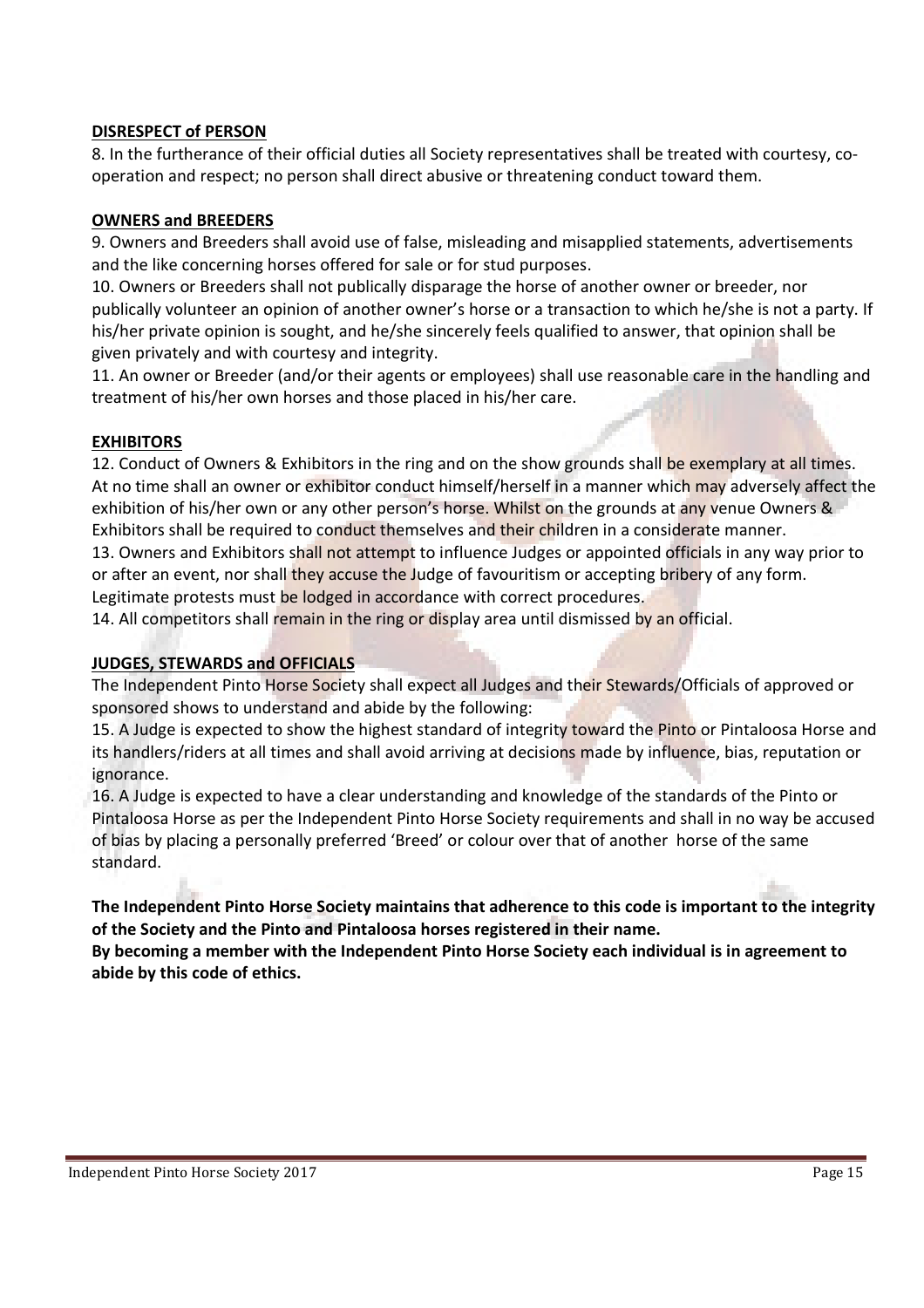**DISRESPECT of PERSON**

8. In the furtherance of their official duties all Society representatives shall be treated with courtesy, co-operation and respect; no person shall direct abusive or threatening conduct toward them.

**OWNERS and BREEDERS**

9. Owners and Breeders shall avoid use of false, misleading and misapplied statements, advertisements and the like concerning horses offered for sale or for stud purposes.

10. Owners or Breeders shall not publically disparage the horse of another owner or breeder, nor publically volunteer an opinion of another owner's horse or a transaction to which he/she is not a party. If his/her private opinion is sought, and he/she sincerely feels qualified to answer, that opinion shall be given privately and with courtesy and integrity.

11. An owner or Breeder (and/or their agents or employees) shall use reasonable care in the handling and treatment of his/her own horses and those placed in his/her care.

**EXHIBITORS**

12. Conduct of Owners & Exhibitors in the ring and on the show grounds shall be exemplary at all times. At no time shall an owner or exhibitor conduct himself/herself in a manner which may adversely affect the exhibition of his/her own or any other person's horse. Whilst on the grounds at any venue Owners & Exhibitors shall be required to conduct themselves and their children in a considerate manner.

13. Owners and Exhibitors shall not attempt to influence Judges or appointed officials in any way prior to or after an event, nor shall they accuse the Judge of favouritism or accepting bribery of any form. Legitimate protests must be lodged in accordance with correct procedures.

14. All competitors shall remain in the ring or display area until dismissed by an official.

**JUDGES, STEWARDS and OFFICIALS**

The Independent Pinto Horse Society shall expect all Judges and their Stewards/Officials of approved or sponsored shows to understand and abide by the following:

15. A Judge is expected to show the highest standard of integrity toward the Pinto or Pintaloosa Horse and its handlers/riders at all times and shall avoid arriving at decisions made by influence, bias, reputation or ignorance.

16. A Judge is expected to have a clear understanding and knowledge of the standards of the Pinto or Pintaloosa Horse as per the Independent Pinto Horse Society requirements and shall in no way be accused of bias by placing a personally preferred 'Breed' or colour over that of another horse of the same standard.

**The Independent Pinto Horse Society maintains that adherence to this code is important to the integrity of the Society and the Pinto and Pintaloosa horses registered in their name.**

**By becoming a member with the Independent Pinto Horse Society each individual is in agreement to abide by this code of ethics.**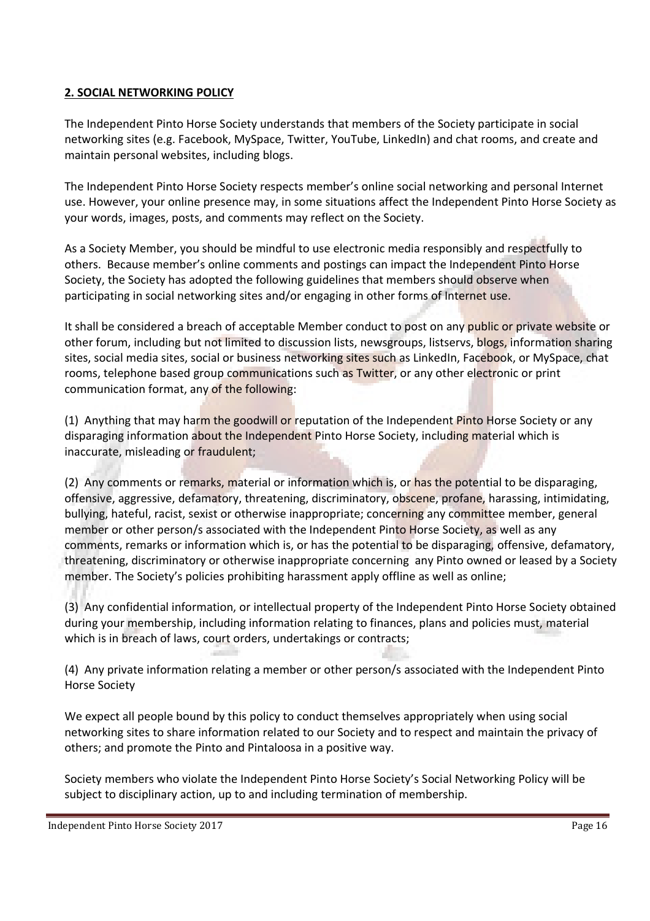**2. SOCIAL NETWORKING POLICY**

The Independent Pinto Horse Society understands that members of the Society participate in social networking sites (e.g. Facebook, MySpace, Twitter, YouTube, LinkedIn) and chat rooms, and create and maintain personal websites, including blogs.

The Independent Pinto Horse Society respects member's online social networking and personal Internet use. However, your online presence may, in some situations affect the Independent Pinto Horse Society as your words, images, posts, and comments may reflect on the Society.

As a Society Member, you should be mindful to use electronic media responsibly and respectfully to others. Because member's online comments and postings can impact the Independent Pinto Horse Society, the Society has adopted the following guidelines that members should observe when participating in social networking sites and/or engaging in other forms of Internet use.

It shall be considered a breach of acceptable Member conduct to post on any public or private website or other forum, including but not limited to discussion lists, newsgroups, listservs, blogs, information sharing sites, social media sites, social or business networking sites such as LinkedIn, Facebook, or MySpace, chat rooms, telephone based group communications such as Twitter, or any other electronic or print communication format, any of the following:

(1) Anything that may harm the goodwill or reputation of the Independent Pinto Horse Society or any disparaging information about the Independent Pinto Horse Society, including material which is inaccurate, misleading or fraudulent;

(2) Any comments or remarks, material or information which is, or has the potential to be disparaging, offensive, aggressive, defamatory, threatening, discriminatory, obscene, profane, harassing, intimidating, bullying, hateful, racist, sexist or otherwise inappropriate; concerning any committee member, general member or other person/s associated with the Independent Pinto Horse Society, as well as any comments, remarks or information which is, or has the potential to be disparaging, offensive, defamatory, threatening, discriminatory or otherwise inappropriate concerning any Pinto owned or leased by a Society member. The Society's policies prohibiting harassment apply offline as well as online;

(3) Any confidential information, or intellectual property of the Independent Pinto Horse Society obtained during your membership, including information relating to finances, plans and policies must, material which is in breach of laws, court orders, undertakings or contracts;

(4) Any private information relating a member or other person/s associated with the Independent Pinto Horse Society

We expect all people bound by this policy to conduct themselves appropriately when using social networking sites to share information related to our Society and to respect and maintain the privacy of others; and promote the Pinto and Pintaloosa in a positive way.

Society members who violate the Independent Pinto Horse Society's Social Networking Policy will be subject to disciplinary action, up to and including termination of membership.